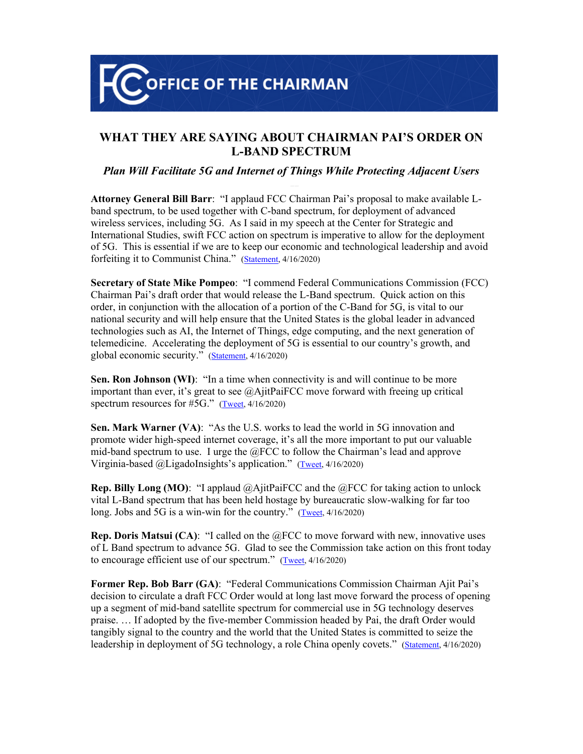# OFFICE OF THE CHAIRMAN

## WHAT THEY ARE SAYING ABOUT CHAIRMAN PAI'S ORDER ON L-BAND SPECTRUM

***Plan Will Facilitate 5G and Internet of Things While Protecting Adjacent Users***

**Attorney General Bill Barr**: "I applaud FCC Chairman Pai's proposal to make available L-band spectrum, to be used together with C-band spectrum, for deployment of advanced wireless services, including 5G. As I said in my speech at the Center for Strategic and International Studies, swift FCC action on spectrum is imperative to allow for the deployment of 5G. This is essential if we are to keep our economic and technological leadership and avoid forfeiting it to Communist China." (Statement, 4/16/2020)

**Secretary of State Mike Pompeo**: "I commend Federal Communications Commission (FCC) Chairman Pai's draft order that would release the L-Band spectrum. Quick action on this order, in conjunction with the allocation of a portion of the C-Band for 5G, is vital to our national security and will help ensure that the United States is the global leader in advanced technologies such as AI, the Internet of Things, edge computing, and the next generation of telemedicine. Accelerating the deployment of 5G is essential to our country's growth, and global economic security." (Statement, 4/16/2020)

**Sen. Ron Johnson (WI)**: "In a time when connectivity is and will continue to be more important than ever, it's great to see @AjitPaiFCC move forward with freeing up critical spectrum resources for #5G." (Tweet, 4/16/2020)

**Sen. Mark Warner (VA)**: "As the U.S. works to lead the world in 5G innovation and promote wider high-speed internet coverage, it's all the more important to put our valuable mid-band spectrum to use. I urge the @FCC to follow the Chairman's lead and approve Virginia-based @LigadoInsights's application." (Tweet, 4/16/2020)

**Rep. Billy Long (MO)**: "I applaud @AjitPaiFCC and the @FCC for taking action to unlock vital L-Band spectrum that has been held hostage by bureaucratic slow-walking for far too long. Jobs and 5G is a win-win for the country." (Tweet, 4/16/2020)

**Rep. Doris Matsui (CA)**: "I called on the @FCC to move forward with new, innovative uses of L Band spectrum to advance 5G. Glad to see the Commission take action on this front today to encourage efficient use of our spectrum." (Tweet, 4/16/2020)

**Former Rep. Bob Barr (GA)**: "Federal Communications Commission Chairman Ajit Pai's decision to circulate a draft FCC Order would at long last move forward the process of opening up a segment of mid-band satellite spectrum for commercial use in 5G technology deserves praise. … If adopted by the five-member Commission headed by Pai, the draft Order would tangibly signal to the country and the world that the United States is committed to seize the leadership in deployment of 5G technology, a role China openly covets." (Statement, 4/16/2020)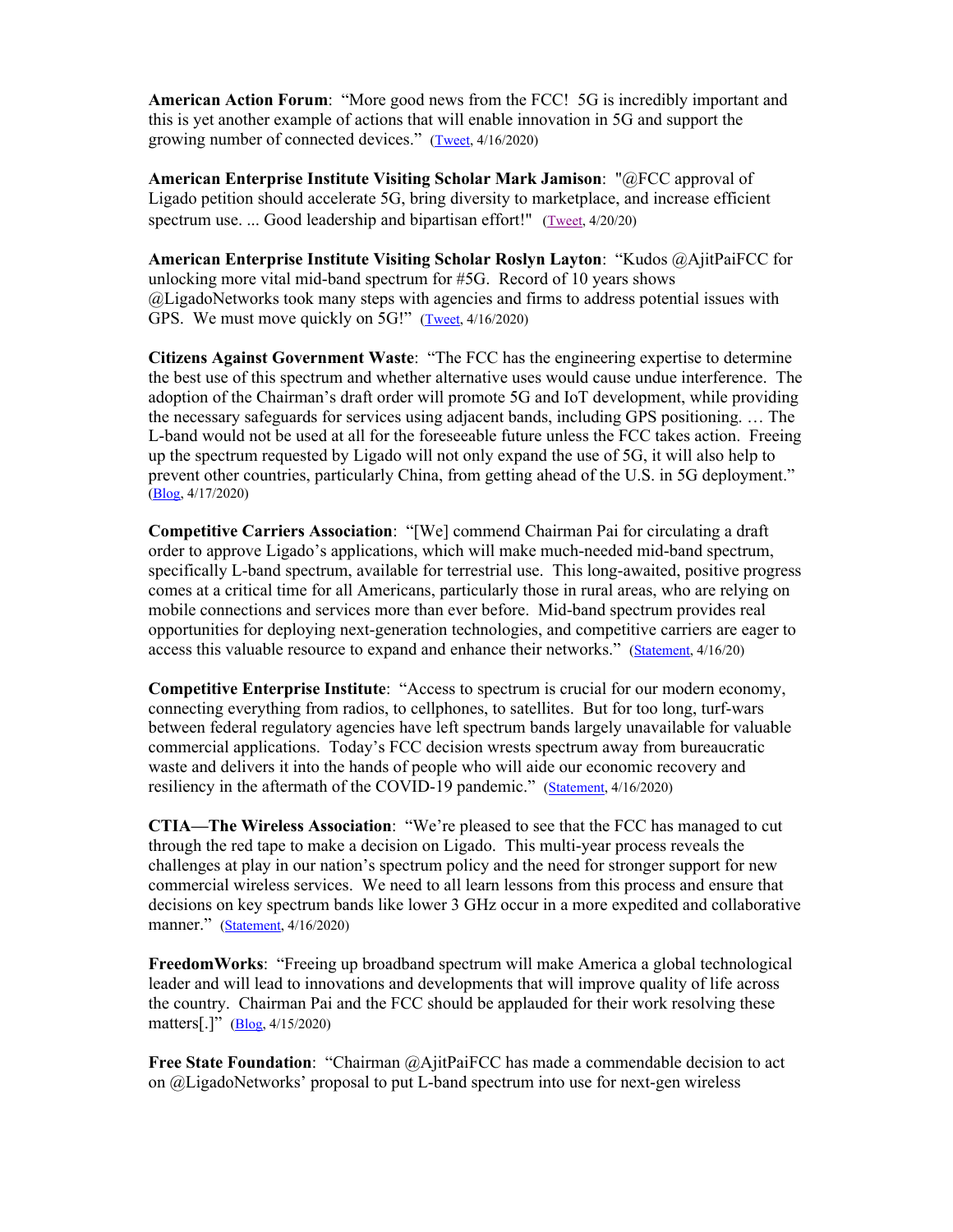**American Action Forum**: "More good news from the FCC! 5G is incredibly important and this is yet another example of actions that will enable innovation in 5G and support the growing number of connected devices." (Tweet, 4/16/2020)

**American Enterprise Institute Visiting Scholar Mark Jamison**: "@FCC approval of Ligado petition should accelerate 5G, bring diversity to marketplace, and increase efficient spectrum use. ... Good leadership and bipartisan effort!" (Tweet, 4/20/20)

**American Enterprise Institute Visiting Scholar Roslyn Layton**: "Kudos @AjitPaiFCC for unlocking more vital mid-band spectrum for #5G. Record of 10 years shows @LigadoNetworks took many steps with agencies and firms to address potential issues with GPS. We must move quickly on 5G!" (Tweet, 4/16/2020)

**Citizens Against Government Waste**: "The FCC has the engineering expertise to determine the best use of this spectrum and whether alternative uses would cause undue interference. The adoption of the Chairman's draft order will promote 5G and IoT development, while providing the necessary safeguards for services using adjacent bands, including GPS positioning. … The L-band would not be used at all for the foreseeable future unless the FCC takes action. Freeing up the spectrum requested by Ligado will not only expand the use of 5G, it will also help to prevent other countries, particularly China, from getting ahead of the U.S. in 5G deployment." (Blog, 4/17/2020)

**Competitive Carriers Association**: "[We] commend Chairman Pai for circulating a draft order to approve Ligado's applications, which will make much-needed mid-band spectrum, specifically L-band spectrum, available for terrestrial use. This long-awaited, positive progress comes at a critical time for all Americans, particularly those in rural areas, who are relying on mobile connections and services more than ever before. Mid-band spectrum provides real opportunities for deploying next-generation technologies, and competitive carriers are eager to access this valuable resource to expand and enhance their networks." (Statement, 4/16/20)

**Competitive Enterprise Institute**: "Access to spectrum is crucial for our modern economy, connecting everything from radios, to cellphones, to satellites. But for too long, turf-wars between federal regulatory agencies have left spectrum bands largely unavailable for valuable commercial applications. Today's FCC decision wrests spectrum away from bureaucratic waste and delivers it into the hands of people who will aide our economic recovery and resiliency in the aftermath of the COVID-19 pandemic." (Statement, 4/16/2020)

**CTIA—The Wireless Association**: "We're pleased to see that the FCC has managed to cut through the red tape to make a decision on Ligado. This multi-year process reveals the challenges at play in our nation's spectrum policy and the need for stronger support for new commercial wireless services. We need to all learn lessons from this process and ensure that decisions on key spectrum bands like lower 3 GHz occur in a more expedited and collaborative manner." (Statement, 4/16/2020)

**FreedomWorks**: "Freeing up broadband spectrum will make America a global technological leader and will lead to innovations and developments that will improve quality of life across the country. Chairman Pai and the FCC should be applauded for their work resolving these matters[.]" (Blog, 4/15/2020)

**Free State Foundation**: "Chairman @AjitPaiFCC has made a commendable decision to act on @LigadoNetworks' proposal to put L-band spectrum into use for next-gen wireless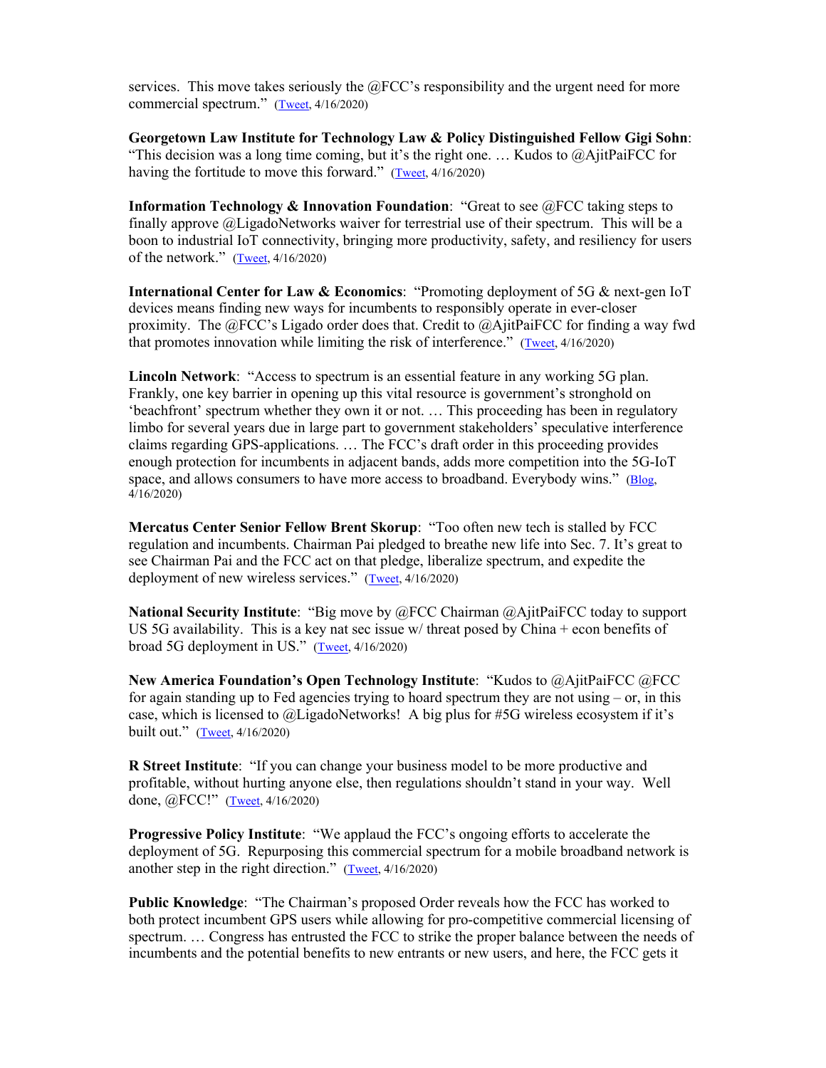services. This move takes seriously the @FCC's responsibility and the urgent need for more commercial spectrum." ([Tweet](), 4/16/2020)

**Georgetown Law Institute for Technology Law & Policy Distinguished Fellow Gigi Sohn**: "This decision was a long time coming, but it's the right one. … Kudos to @AjitPaiFCC for having the fortitude to move this forward." ([Tweet](), 4/16/2020)

**Information Technology & Innovation Foundation**: "Great to see @FCC taking steps to finally approve @LigadoNetworks waiver for terrestrial use of their spectrum. This will be a boon to industrial IoT connectivity, bringing more productivity, safety, and resiliency for users of the network." ([Tweet](), 4/16/2020)

**International Center for Law & Economics**: "Promoting deployment of 5G & next-gen IoT devices means finding new ways for incumbents to responsibly operate in ever-closer proximity. The @FCC's Ligado order does that. Credit to @AjitPaiFCC for finding a way fwd that promotes innovation while limiting the risk of interference." ([Tweet](), 4/16/2020)

**Lincoln Network**: "Access to spectrum is an essential feature in any working 5G plan. Frankly, one key barrier in opening up this vital resource is government's stronghold on 'beachfront' spectrum whether they own it or not. … This proceeding has been in regulatory limbo for several years due in large part to government stakeholders' speculative interference claims regarding GPS-applications. … The FCC's draft order in this proceeding provides enough protection for incumbents in adjacent bands, adds more competition into the 5G-IoT space, and allows consumers to have more access to broadband. Everybody wins." ([Blog](), 4/16/2020)

**Mercatus Center Senior Fellow Brent Skorup**: "Too often new tech is stalled by FCC regulation and incumbents. Chairman Pai pledged to breathe new life into Sec. 7. It's great to see Chairman Pai and the FCC act on that pledge, liberalize spectrum, and expedite the deployment of new wireless services." ([Tweet](), 4/16/2020)

**National Security Institute**: "Big move by @FCC Chairman @AjitPaiFCC today to support US 5G availability. This is a key nat sec issue w/ threat posed by China + econ benefits of broad 5G deployment in US." ([Tweet](), 4/16/2020)

**New America Foundation's Open Technology Institute**: "Kudos to @AjitPaiFCC @FCC for again standing up to Fed agencies trying to hoard spectrum they are not using – or, in this case, which is licensed to @LigadoNetworks! A big plus for #5G wireless ecosystem if it's built out." ([Tweet](), 4/16/2020)

**R Street Institute**: "If you can change your business model to be more productive and profitable, without hurting anyone else, then regulations shouldn't stand in your way. Well done, @FCC!" ([Tweet](), 4/16/2020)

**Progressive Policy Institute**: "We applaud the FCC's ongoing efforts to accelerate the deployment of 5G. Repurposing this commercial spectrum for a mobile broadband network is another step in the right direction." ([Tweet](), 4/16/2020)

**Public Knowledge**: "The Chairman's proposed Order reveals how the FCC has worked to both protect incumbent GPS users while allowing for pro-competitive commercial licensing of spectrum. … Congress has entrusted the FCC to strike the proper balance between the needs of incumbents and the potential benefits to new entrants or new users, and here, the FCC gets it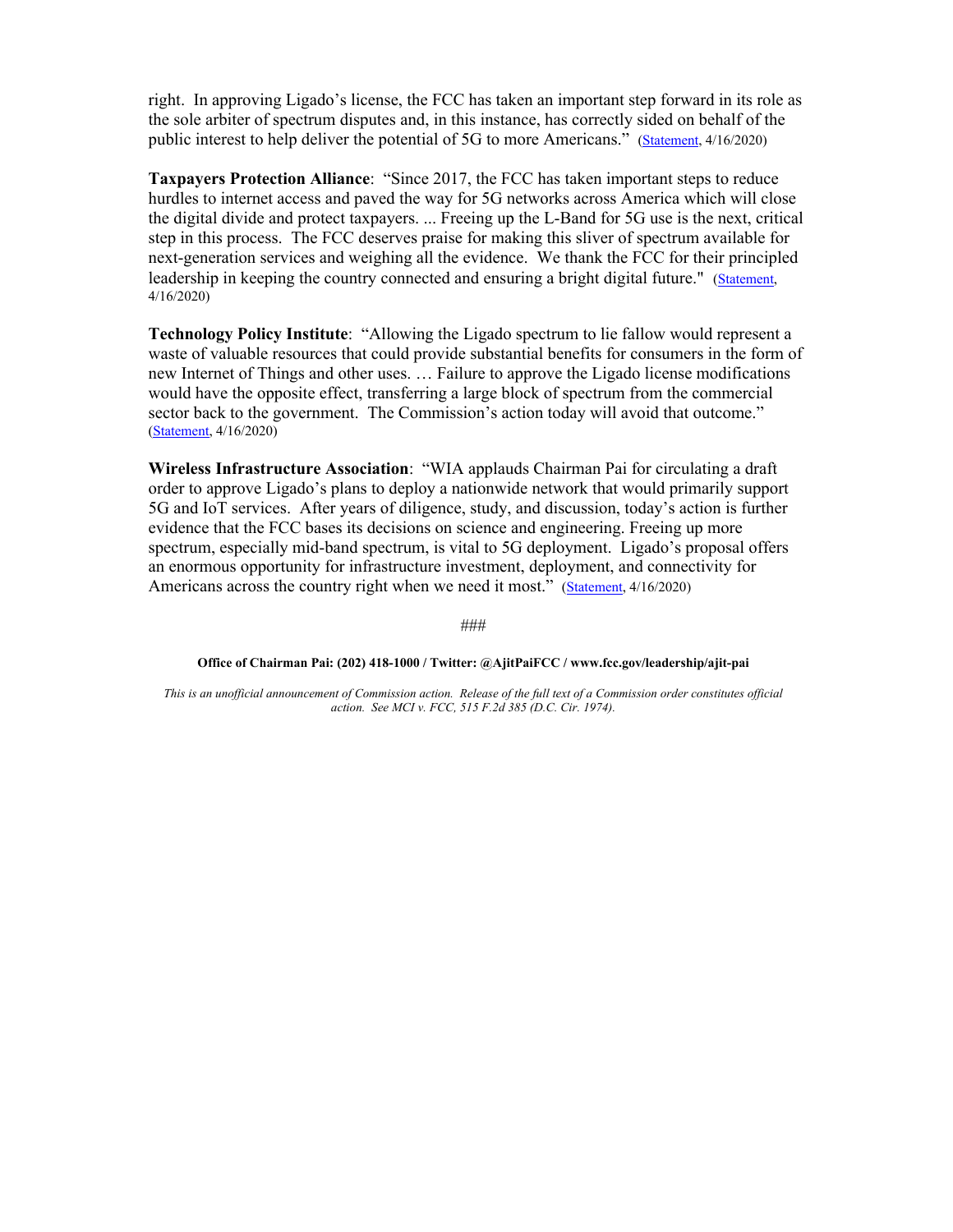right. In approving Ligado's license, the FCC has taken an important step forward in its role as the sole arbiter of spectrum disputes and, in this instance, has correctly sided on behalf of the public interest to help deliver the potential of 5G to more Americans." (Statement, 4/16/2020)

**Taxpayers Protection Alliance**: "Since 2017, the FCC has taken important steps to reduce hurdles to internet access and paved the way for 5G networks across America which will close the digital divide and protect taxpayers. ... Freeing up the L-Band for 5G use is the next, critical step in this process. The FCC deserves praise for making this sliver of spectrum available for next-generation services and weighing all the evidence. We thank the FCC for their principled leadership in keeping the country connected and ensuring a bright digital future." (Statement, 4/16/2020)

**Technology Policy Institute**: "Allowing the Ligado spectrum to lie fallow would represent a waste of valuable resources that could provide substantial benefits for consumers in the form of new Internet of Things and other uses. … Failure to approve the Ligado license modifications would have the opposite effect, transferring a large block of spectrum from the commercial sector back to the government. The Commission's action today will avoid that outcome." (Statement, 4/16/2020)

**Wireless Infrastructure Association**: "WIA applauds Chairman Pai for circulating a draft order to approve Ligado's plans to deploy a nationwide network that would primarily support 5G and IoT services. After years of diligence, study, and discussion, today's action is further evidence that the FCC bases its decisions on science and engineering. Freeing up more spectrum, especially mid-band spectrum, is vital to 5G deployment. Ligado's proposal offers an enormous opportunity for infrastructure investment, deployment, and connectivity for Americans across the country right when we need it most." (Statement, 4/16/2020)

###

**Office of Chairman Pai: (202) 418-1000 / Twitter: @AjitPaiFCC / www.fcc.gov/leadership/ajit-pai**

*This is an unofficial announcement of Commission action. Release of the full text of a Commission order constitutes official action. See MCI v. FCC, 515 F.2d 385 (D.C. Cir. 1974).*